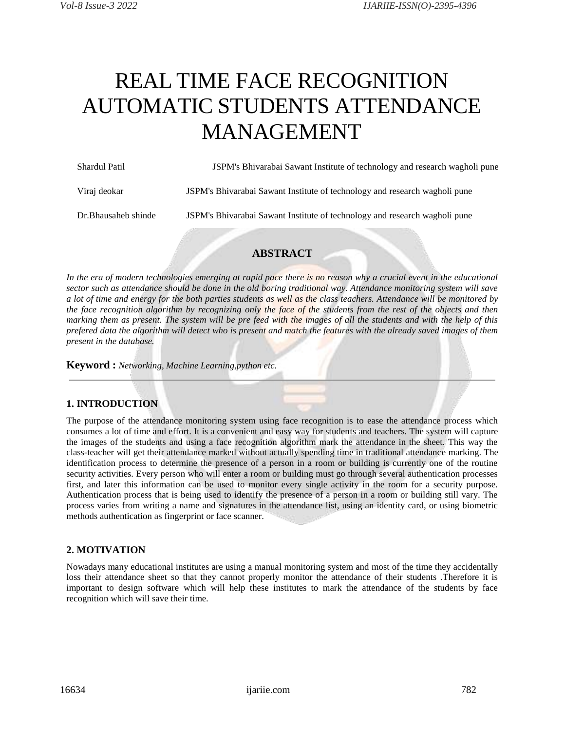// REAL TIME FACE RECOGNITION AUTOMATIC STUDENTS ATTENDANCE MANAGEMENT

Shardul Patil JSPM's Bhivarabai Sawant Institute of technology and research wagholi pune

Viraj deokar JSPM's Bhivarabai Sawant Institute of technology and research wagholi pune

Dr.Bhausaheb shinde JSPM's Bhivarabai Sawant Institute of technology and research wagholi pune

## ABSTRACT

*In the era of modern technologies emerging at rapid pace there is no reason why a crucial event in the educational sector such as attendance should be done in the old boring traditional way. Attendance monitoring system will save a lot of time and energy for the both parties students as well as the class teachers. Attendance will be monitored by the face recognition algorithm by recognizing only the face of the students from the rest of the objects and then marking them as present. The system will be pre feed with the images of all the students and with the help of this prefered data the algorithm will detect who is present and match the features with the already saved images of them present in the database.*

**Keyword :** *Networking, Machine Learning,python etc.*

---

## 1. INTRODUCTION

The purpose of the attendance monitoring system using face recognition is to ease the attendance process which consumes a lot of time and effort. It is a convenient and easy way for students and teachers. The system will capture the images of the students and using a face recognition algorithm mark the attendance in the sheet. This way the class-teacher will get their attendance marked without actually spending time in traditional attendance marking. The identification process to determine the presence of a person in a room or building is currently one of the routine security activities. Every person who will enter a room or building must go through several authentication processes first, and later this information can be used to monitor every single activity in the room for a security purpose. Authentication process that is being used to identify the presence of a person in a room or building still vary. The process varies from writing a name and signatures in the attendance list, using an identity card, or using biometric methods authentication as fingerprint or face scanner.

## 2. MOTIVATION

Nowadays many educational institutes are using a manual monitoring system and most of the time they accidentally loss their attendance sheet so that they cannot properly monitor the attendance of their students .Therefore it is important to design software which will help these institutes to mark the attendance of the students by face recognition which will save their time.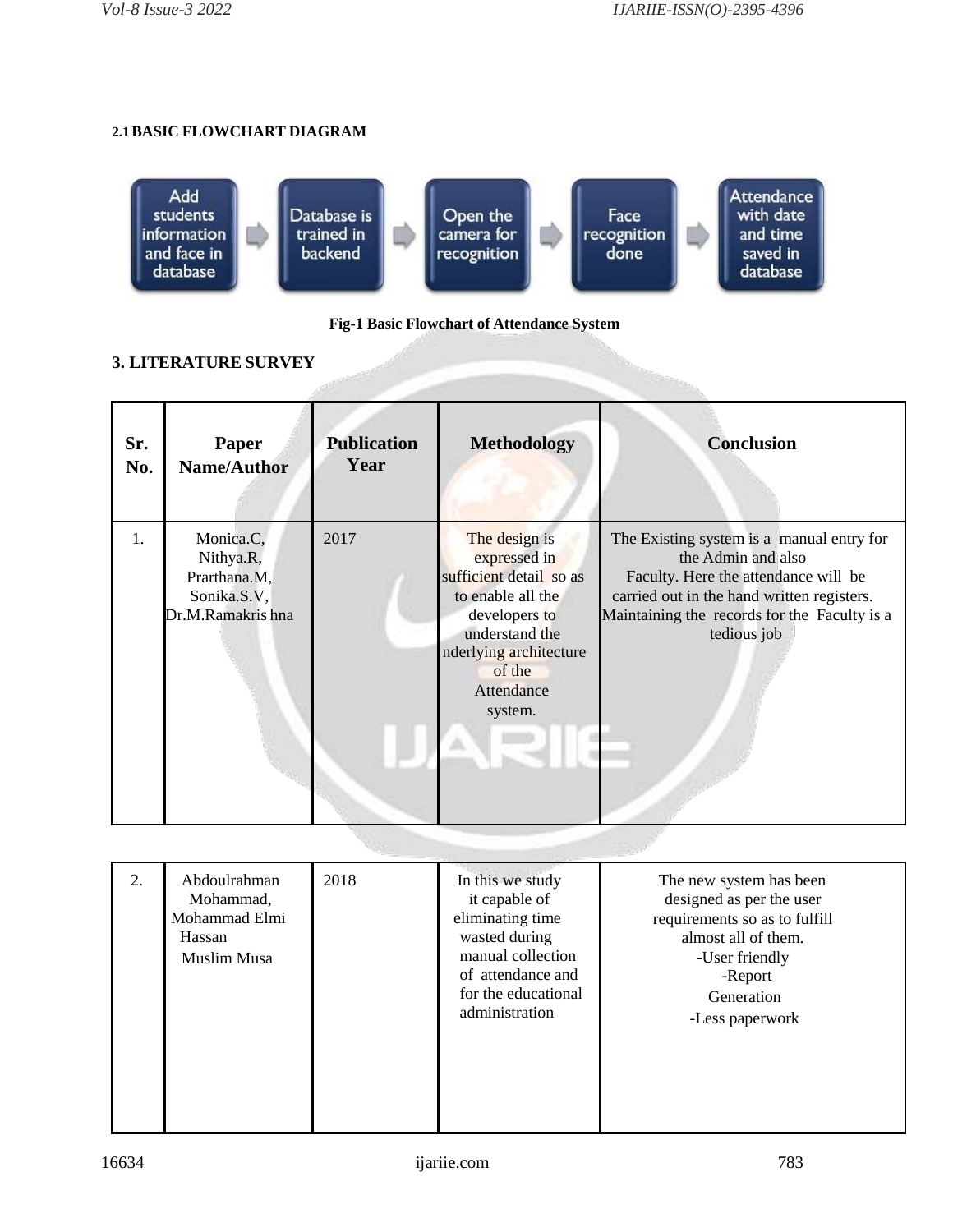### 2.1 BASIC FLOWCHART DIAGRAM

Add students information and face in database → Database is trained in backend → Open the camera for recognition → Face recognition done → Attendance with date and time saved in database

**Fig-1 Basic Flowchart of Attendance System**

## 3. LITERATURE SURVEY

| Sr. No. | Paper Name/Author | Publication Year | Methodology | Conclusion |
|---|---|---|---|---|
| 1. | Monica.C, Nithya.R, Prarthana.M, Sonika.S.V, Dr.M.Ramakris hna | 2017 | The design is expressed in sufficient detail so as to enable all the developers to understand the nderlying architecture of the Attendance system. | The Existing system is a manual entry for the Admin and also Faculty. Here the attendance will be carried out in the hand written registers. Maintaining the records for the Faculty is a tedious job |
| 2. | Abdoulrahman Mohammad, Mohammad Elmi Hassan Muslim Musa | 2018 | In this we study it capable of eliminating time wasted during manual collection of attendance and for the educational administration | The new system has been designed as per the user requirements so as to fulfill almost all of them. -User friendly -Report Generation -Less paperwork |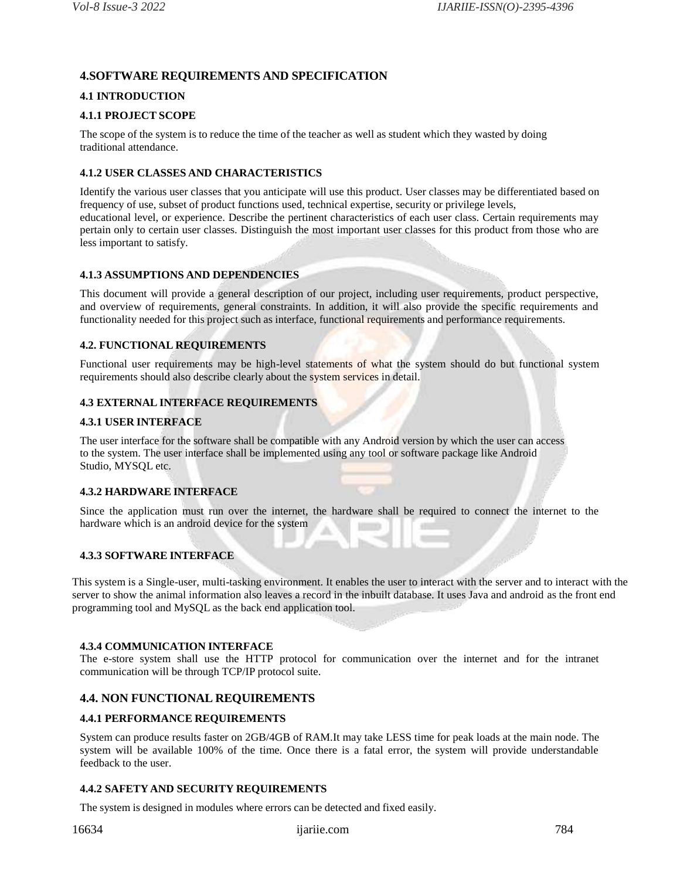## 4.SOFTWARE REQUIREMENTS AND SPECIFICATION

### 4.1 INTRODUCTION

#### 4.1.1 PROJECT SCOPE

The scope of the system is to reduce the time of the teacher as well as student which they wasted by doing traditional attendance.

#### 4.1.2 USER CLASSES AND CHARACTERISTICS

Identify the various user classes that you anticipate will use this product. User classes may be differentiated based on frequency of use, subset of product functions used, technical expertise, security or privilege levels, educational level, or experience. Describe the pertinent characteristics of each user class. Certain requirements may pertain only to certain user classes. Distinguish the most important user classes for this product from those who are less important to satisfy.

#### 4.1.3 ASSUMPTIONS AND DEPENDENCIES

This document will provide a general description of our project, including user requirements, product perspective, and overview of requirements, general constraints. In addition, it will also provide the specific requirements and functionality needed for this project such as interface, functional requirements and performance requirements.

### 4.2. FUNCTIONAL REQUIREMENTS

Functional user requirements may be high-level statements of what the system should do but functional system requirements should also describe clearly about the system services in detail.

### 4.3 EXTERNAL INTERFACE REQUIREMENTS

#### 4.3.1 USER INTERFACE

The user interface for the software shall be compatible with any Android version by which the user can access to the system. The user interface shall be implemented using any tool or software package like Android Studio, MYSQL etc.

#### 4.3.2 HARDWARE INTERFACE

Since the application must run over the internet, the hardware shall be required to connect the internet to the hardware which is an android device for the system

#### 4.3.3 SOFTWARE INTERFACE

This system is a Single-user, multi-tasking environment. It enables the user to interact with the server and to interact with the server to show the animal information also leaves a record in the inbuilt database. It uses Java and android as the front end programming tool and MySQL as the back end application tool.

#### 4.3.4 COMMUNICATION INTERFACE

The e-store system shall use the HTTP protocol for communication over the internet and for the intranet communication will be through TCP/IP protocol suite.

### 4.4. NON FUNCTIONAL REQUIREMENTS

#### 4.4.1 PERFORMANCE REQUIREMENTS

System can produce results faster on 2GB/4GB of RAM.It may take LESS time for peak loads at the main node. The system will be available 100% of the time. Once there is a fatal error, the system will provide understandable feedback to the user.

#### 4.4.2 SAFETY AND SECURITY REQUIREMENTS

The system is designed in modules where errors can be detected and fixed easily.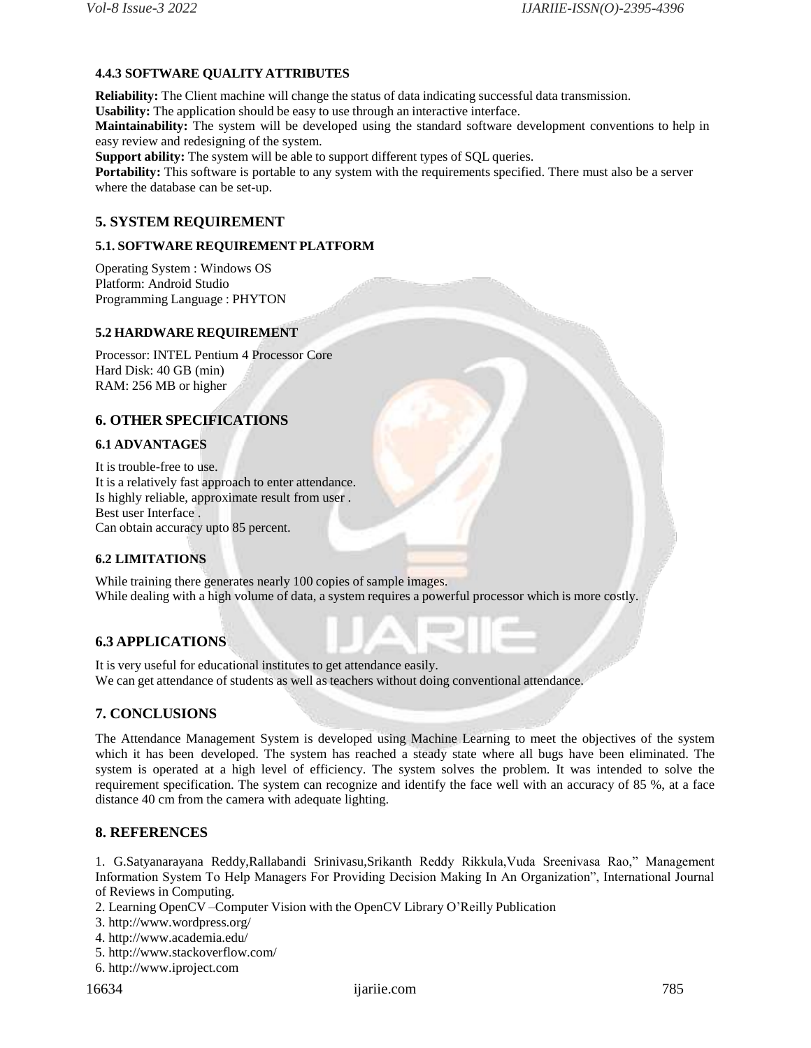#### 4.4.3 SOFTWARE QUALITY ATTRIBUTES

**Reliability:** The Client machine will change the status of data indicating successful data transmission.
**Usability:** The application should be easy to use through an interactive interface.
**Maintainability:** The system will be developed using the standard software development conventions to help in easy review and redesigning of the system.
**Support ability:** The system will be able to support different types of SQL queries.
**Portability:** This software is portable to any system with the requirements specified. There must also be a server where the database can be set-up.

## 5. SYSTEM REQUIREMENT

### 5.1. SOFTWARE REQUIREMENT PLATFORM

Operating System : Windows OS
Platform: Android Studio
Programming Language : PHYTON

### 5.2 HARDWARE REQUIREMENT

Processor: INTEL Pentium 4 Processor Core
Hard Disk: 40 GB (min)
RAM: 256 MB or higher

## 6. OTHER SPECIFICATIONS

### 6.1 ADVANTAGES

It is trouble-free to use.
It is a relatively fast approach to enter attendance.
Is highly reliable, approximate result from user .
Best user Interface .
Can obtain accuracy upto 85 percent.

### 6.2 LIMITATIONS

While training there generates nearly 100 copies of sample images.
While dealing with a high volume of data, a system requires a powerful processor which is more costly.

### 6.3 APPLICATIONS

It is very useful for educational institutes to get attendance easily.
We can get attendance of students as well as teachers without doing conventional attendance.

## 7. CONCLUSIONS

The Attendance Management System is developed using Machine Learning to meet the objectives of the system which it has been developed. The system has reached a steady state where all bugs have been eliminated. The system is operated at a high level of efficiency. The system solves the problem. It was intended to solve the requirement specification. The system can recognize and identify the face well with an accuracy of 85 %, at a face distance 40 cm from the camera with adequate lighting.

## 8. REFERENCES

1. G.Satyanarayana Reddy,Rallabandi Srinivasu,Srikanth Reddy Rikkula,Vuda Sreenivasa Rao," Management Information System To Help Managers For Providing Decision Making In An Organization", International Journal of Reviews in Computing.
2. Learning OpenCV –Computer Vision with the OpenCV Library O'Reilly Publication
3. http://www.wordpress.org/
4. http://www.academia.edu/
5. http://www.stackoverflow.com/
6. http://www.iproject.com